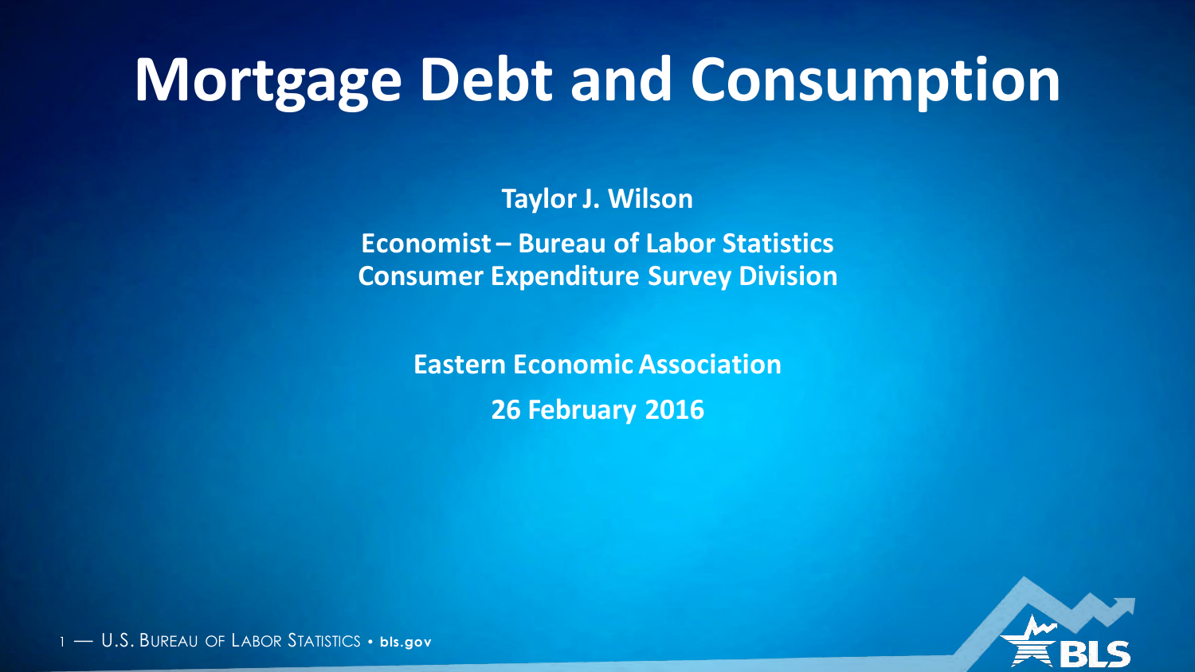# Mortgage Debt and Consumption

**Taylor J. Wilson**

**Economist – Bureau of Labor Statistics**
**Consumer Expenditure Survey Division**

**Eastern Economic Association**

**26 February 2016**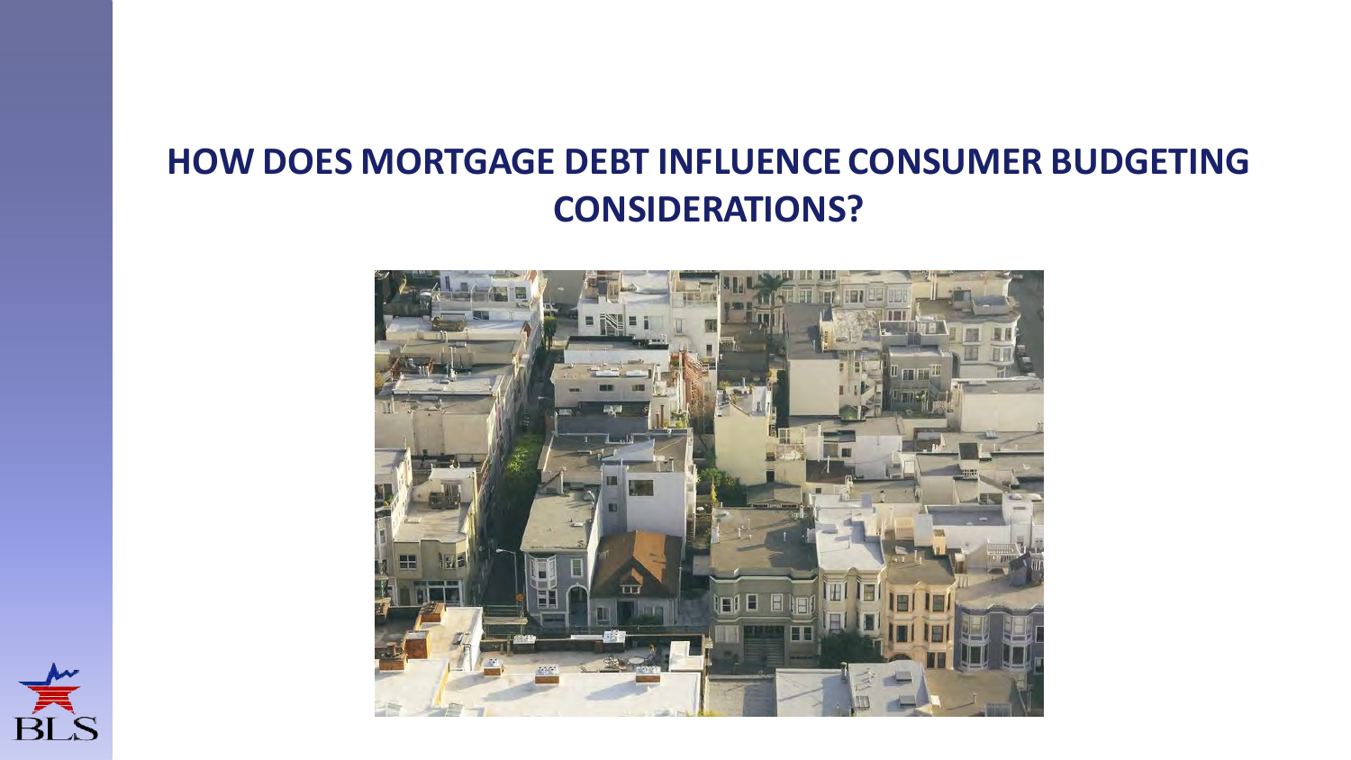# HOW DOES MORTGAGE DEBT INFLUENCE CONSUMER BUDGETING CONSIDERATIONS?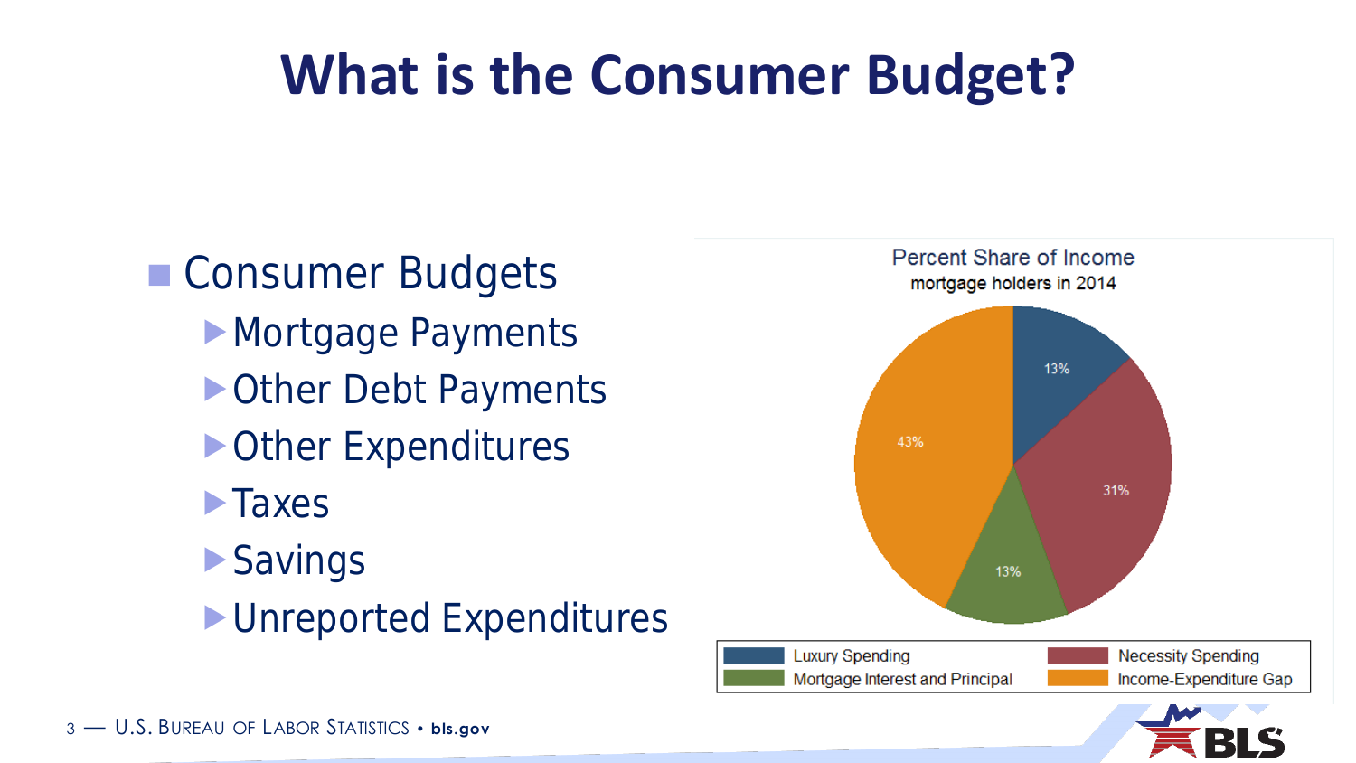# What is the Consumer Budget?

- Consumer Budgets
  - Mortgage Payments
  - Other Debt Payments
  - Other Expenditures
  - Taxes
  - Savings
  - Unreported Expenditures

**Percent Share of Income**
mortgage holders in 2014

| Category | Percent |
| --- | --- |
| Luxury Spending | 13% |
| Necessity Spending | 31% |
| Mortgage Interest and Principal | 13% |
| Income-Expenditure Gap | 43% |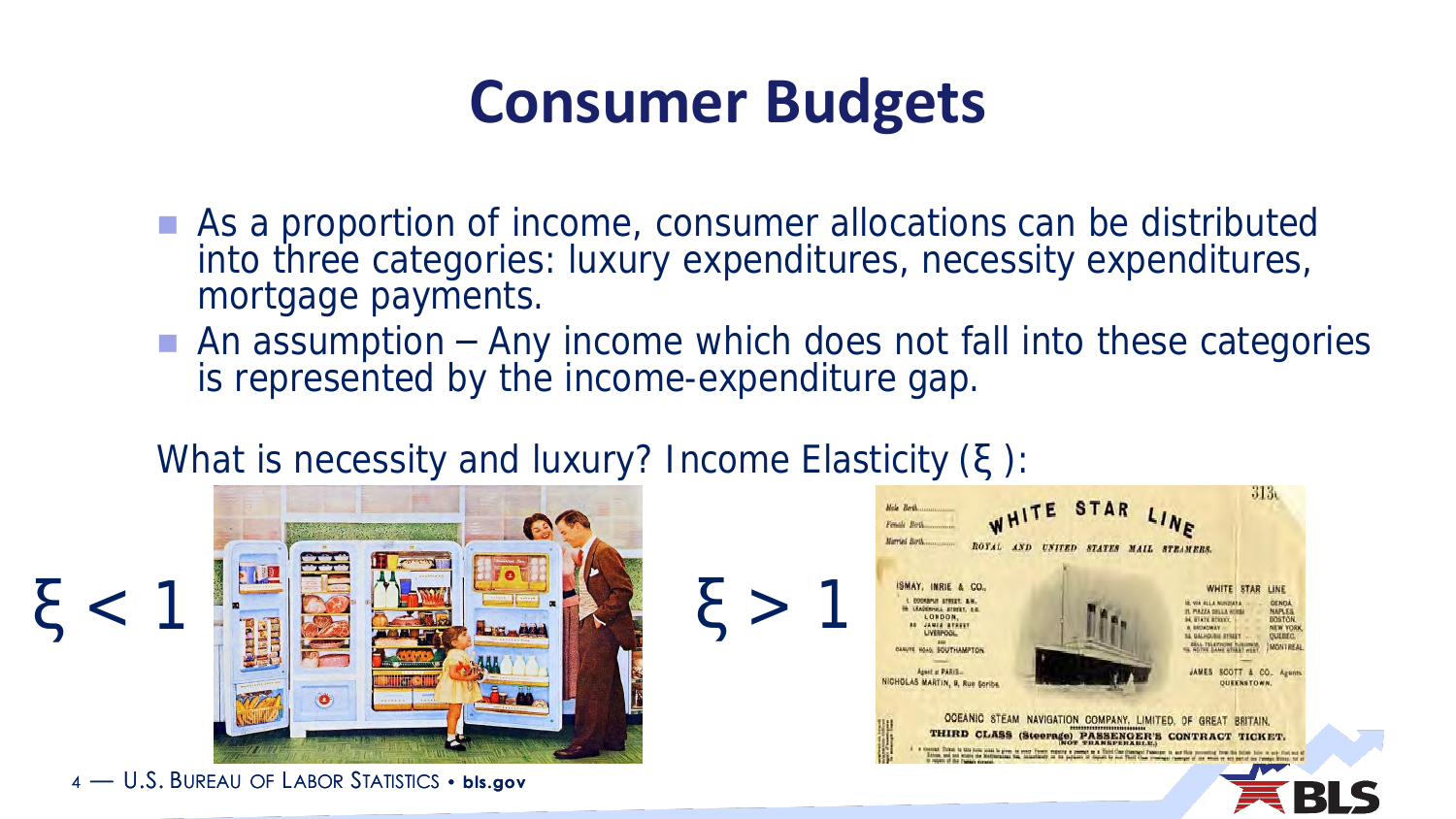# Consumer Budgets

- As a proportion of income, consumer allocations can be distributed into three categories: luxury expenditures, necessity expenditures, mortgage payments.
- An assumption – Any income which does not fall into these categories is represented by the income-expenditure gap.

What is necessity and luxury? Income Elasticity ($\xi$ ):

$\xi < 1$

$\xi > 1$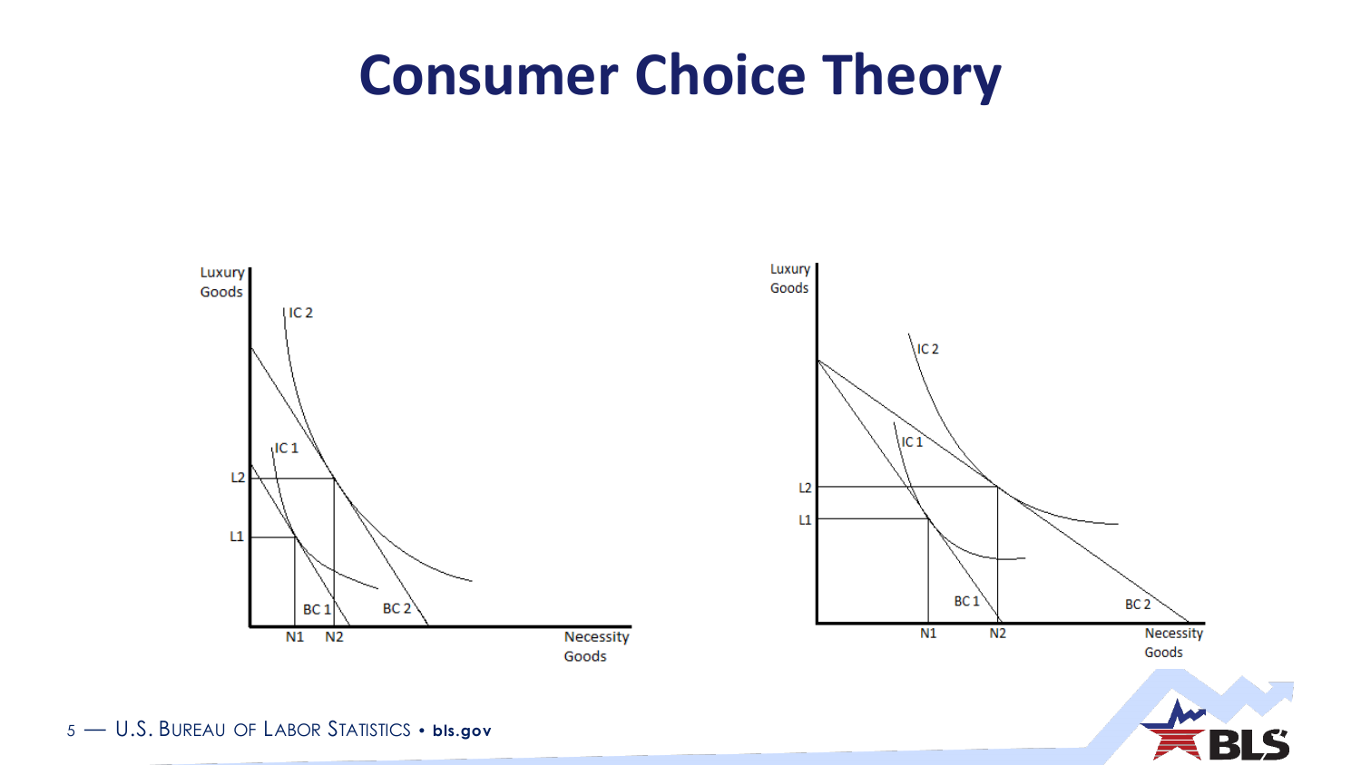# Consumer Choice Theory

Luxury Goods

IC 2

IC 1

L2

L1

BC 1

BC 2

N1 N2

Necessity Goods

Luxury Goods

IC 2

IC 1

L2

L1

BC 1

BC 2

N1 N2

Necessity Goods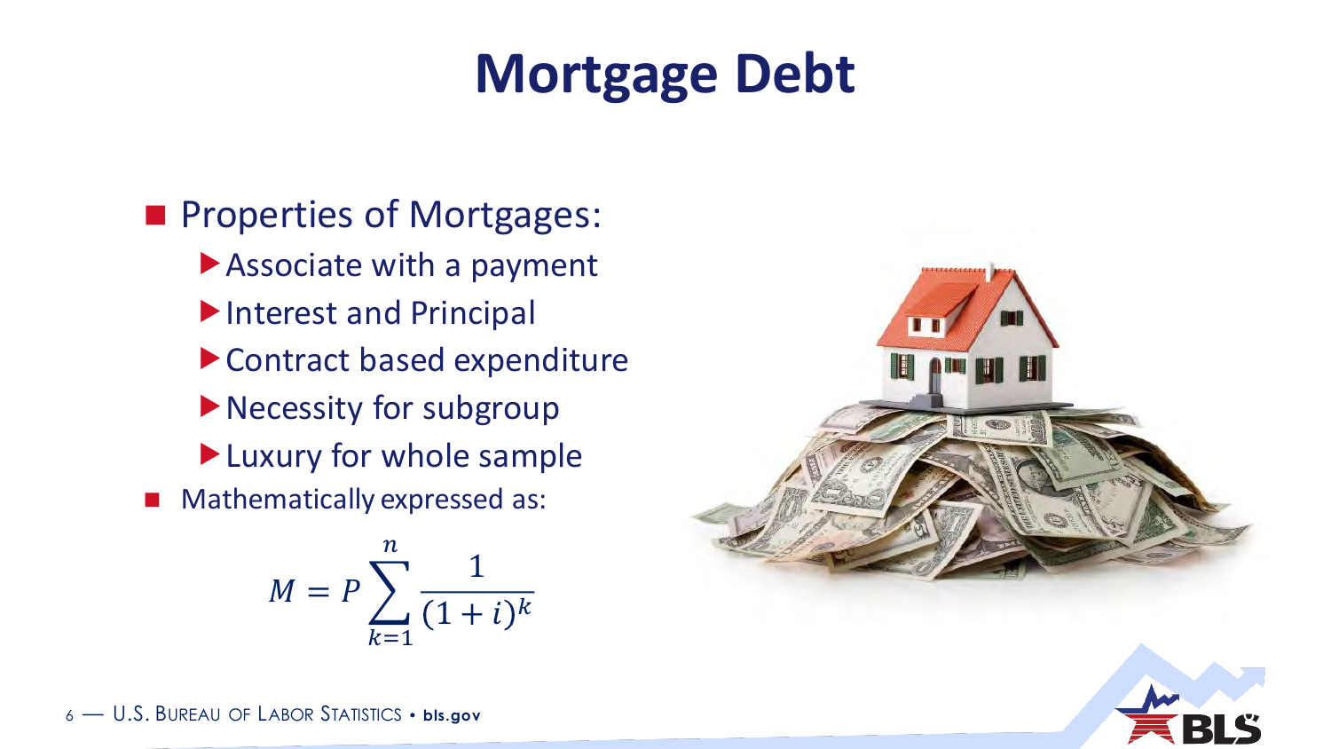# Mortgage Debt

- Properties of Mortgages:
  - Associate with a payment
  - Interest and Principal
  - Contract based expenditure
  - Necessity for subgroup
  - Luxury for whole sample
- Mathematically expressed as:

$$M = P \sum_{k=1}^{n} \frac{1}{(1+i)^k}$$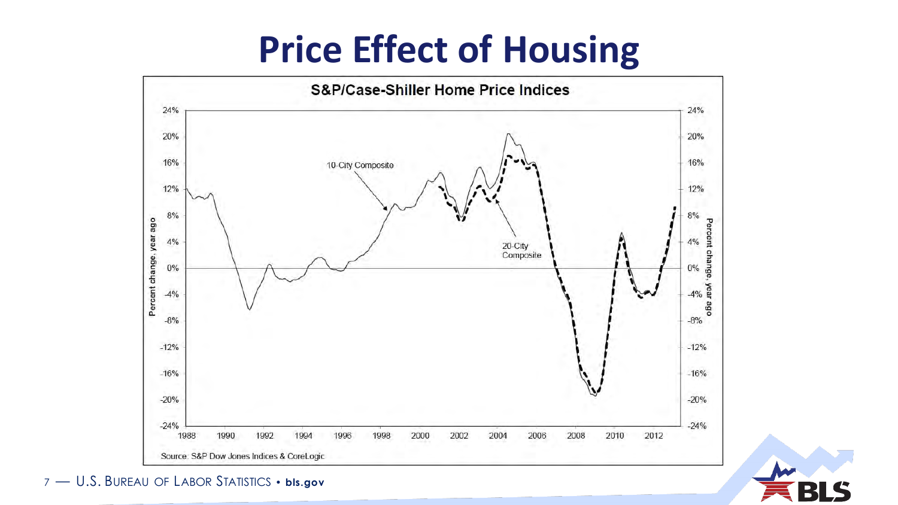# Price Effect of Housing

**S&P/Case-Shiller Home Price Indices**

10-City Composite

20-City Composite

Percent change, year ago

Source: S&P Dow Jones Indices & CoreLogic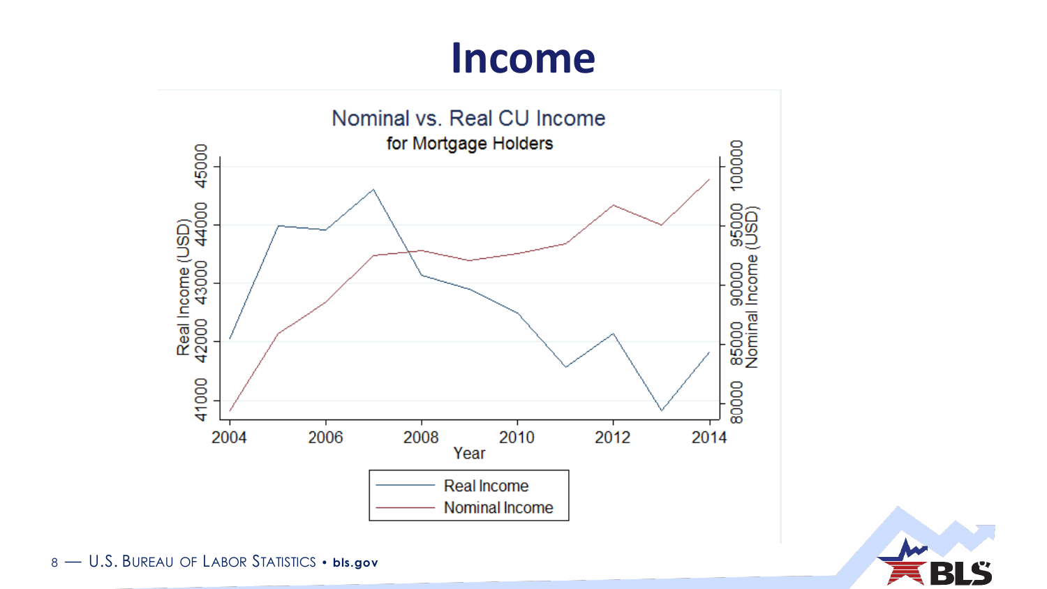# Income

## Nominal vs. Real CU Income
### for Mortgage Holders

Real Income (USD): 41000, 42000, 43000, 44000, 45000

Nominal Income (USD): 80000, 85000, 90000, 95000, 100000

Year: 2004, 2006, 2008, 2010, 2012, 2014

- Real Income
- Nominal Income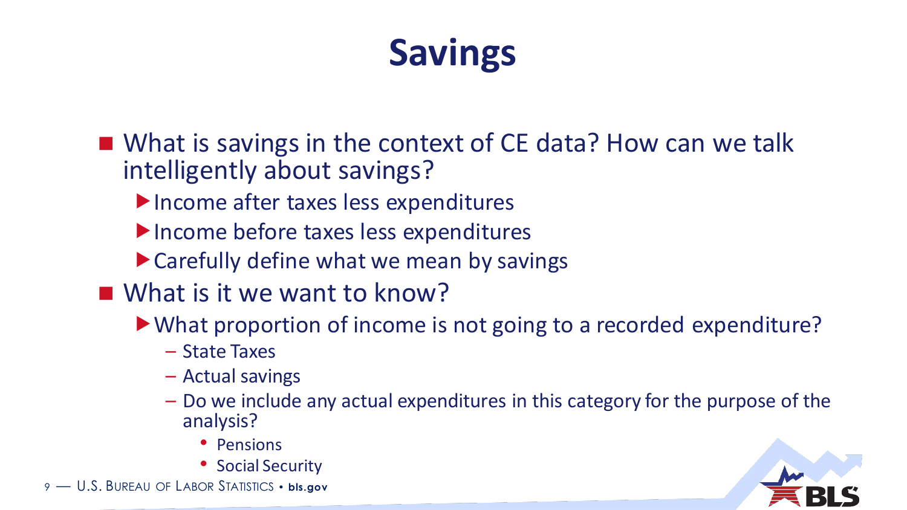# Savings

- What is savings in the context of CE data? How can we talk intelligently about savings?
  - Income after taxes less expenditures
  - Income before taxes less expenditures
  - Carefully define what we mean by savings
- What is it we want to know?
  - What proportion of income is not going to a recorded expenditure?
    - State Taxes
    - Actual savings
    - Do we include any actual expenditures in this category for the purpose of the analysis?
      - Pensions
      - Social Security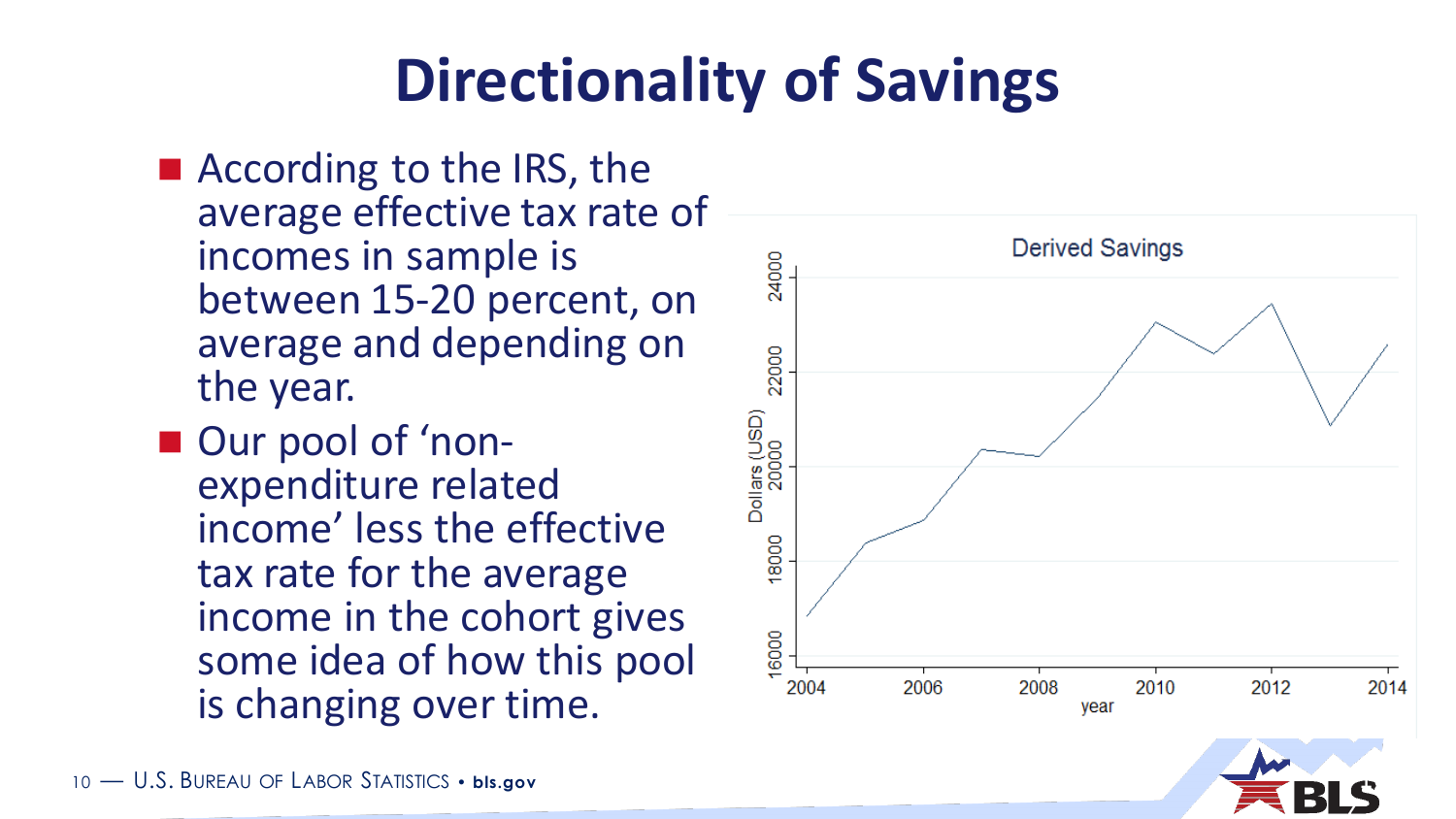# Directionality of Savings

- According to the IRS, the average effective tax rate of incomes in sample is between 15-20 percent, on average and depending on the year.
- Our pool of 'non-expenditure related income' less the effective tax rate for the average income in the cohort gives some idea of how this pool is changing over time.

Derived Savings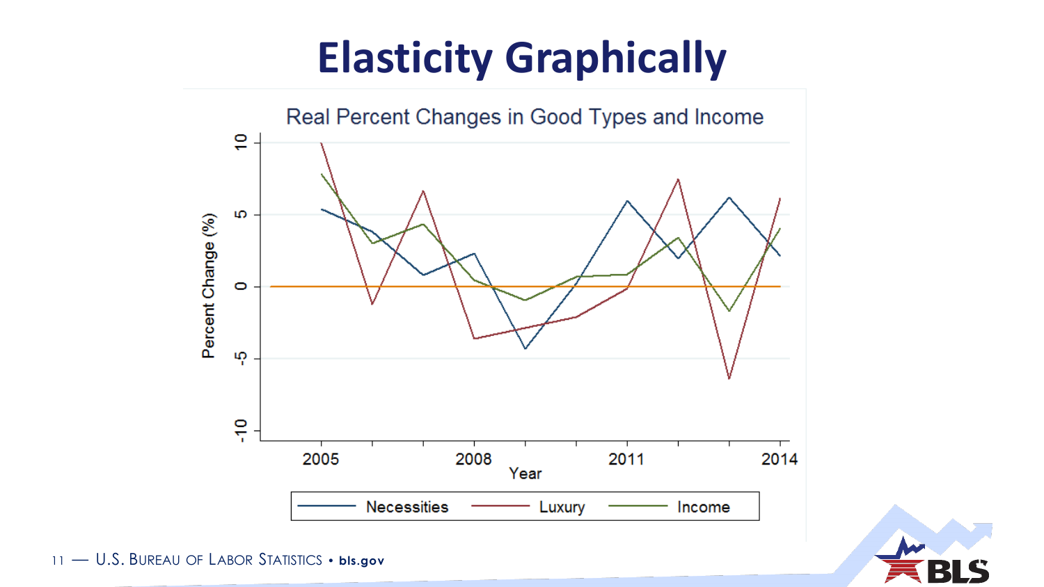# Elasticity Graphically

Real Percent Changes in Good Types and Income

Percent Change (%)

Year

Necessities Luxury Income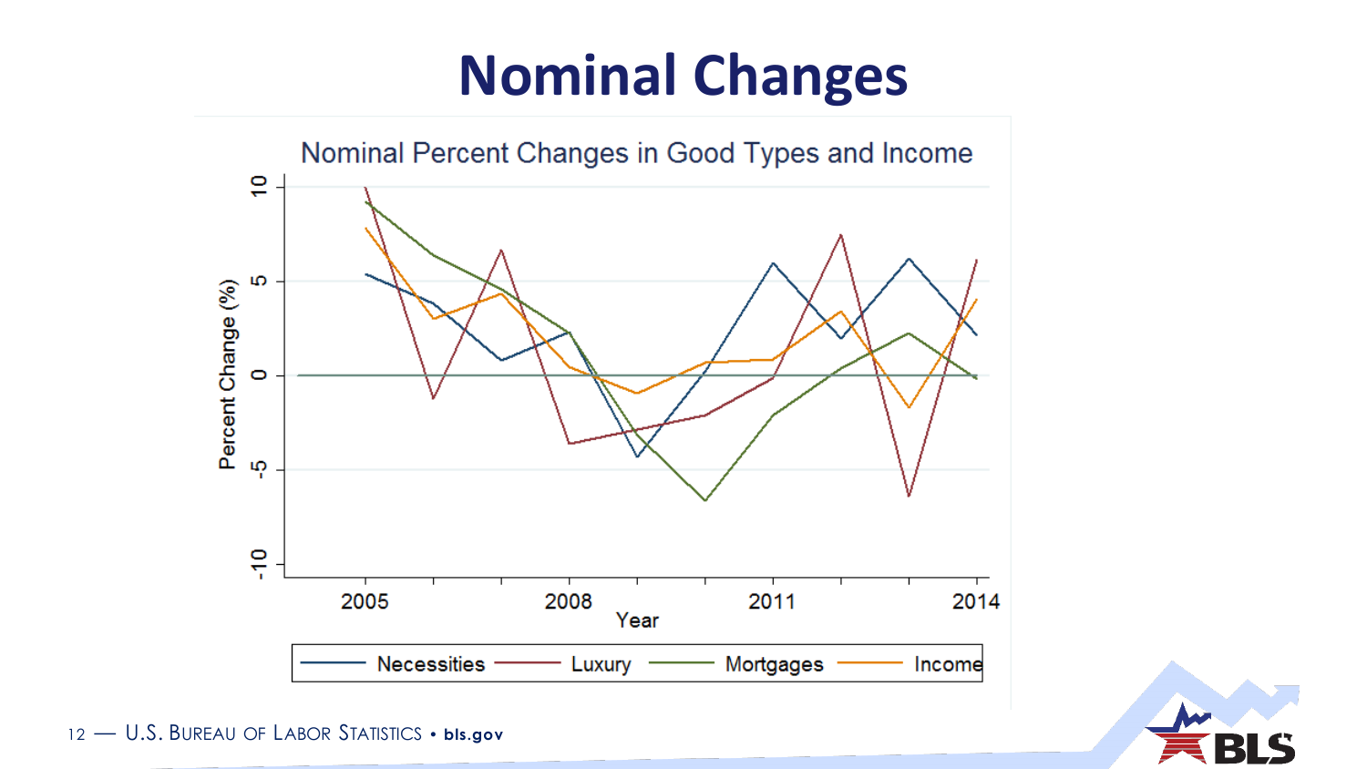# Nominal Changes

Nominal Percent Changes in Good Types and Income

Percent Change (%)

10

5

0

-5

-10

2005 2008 2011 2014

Year

Necessities Luxury Mortgages Income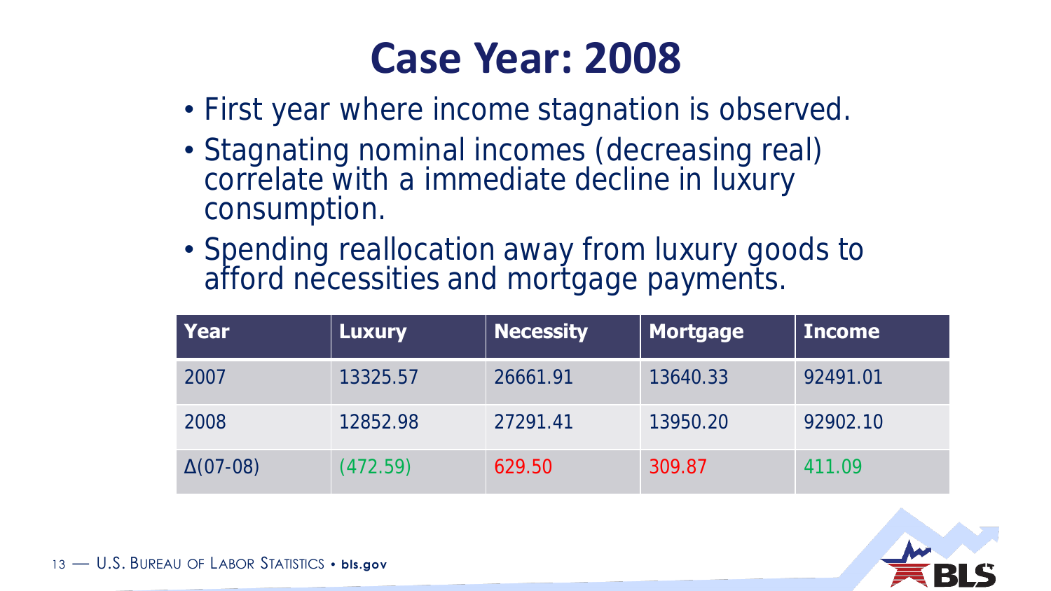# Case Year: 2008

- First year where income stagnation is observed.
- Stagnating nominal incomes (decreasing real) correlate with a immediate decline in luxury consumption.
- Spending reallocation away from luxury goods to afford necessities and mortgage payments.

| Year | Luxury | Necessity | Mortgage | Income |
|---|---|---|---|---|
| 2007 | 13325.57 | 26661.91 | 13640.33 | 92491.01 |
| 2008 | 12852.98 | 27291.41 | 13950.20 | 92902.10 |
| Δ(07-08) | (472.59) | 629.50 | 309.87 | 411.09 |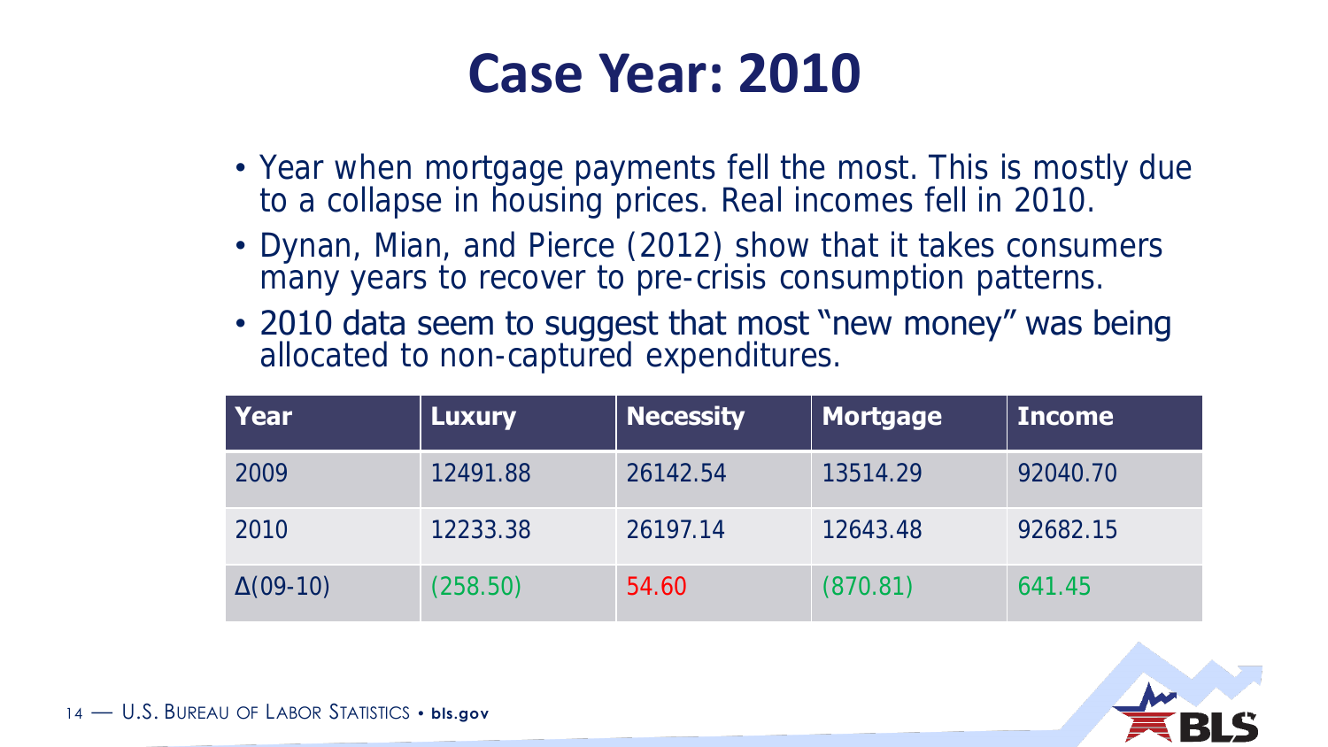# Case Year: 2010

- Year when mortgage payments fell the most. This is mostly due to a collapse in housing prices. Real incomes fell in 2010.
- Dynan, Mian, and Pierce (2012) show that it takes consumers many years to recover to pre-crisis consumption patterns.
- 2010 data seem to suggest that most "new money" was being allocated to non-captured expenditures.

| Year | Luxury | Necessity | Mortgage | Income |
|---|---|---|---|---|
| 2009 | 12491.88 | 26142.54 | 13514.29 | 92040.70 |
| 2010 | 12233.38 | 26197.14 | 12643.48 | 92682.15 |
| Δ(09-10) | (258.50) | 54.60 | (870.81) | 641.45 |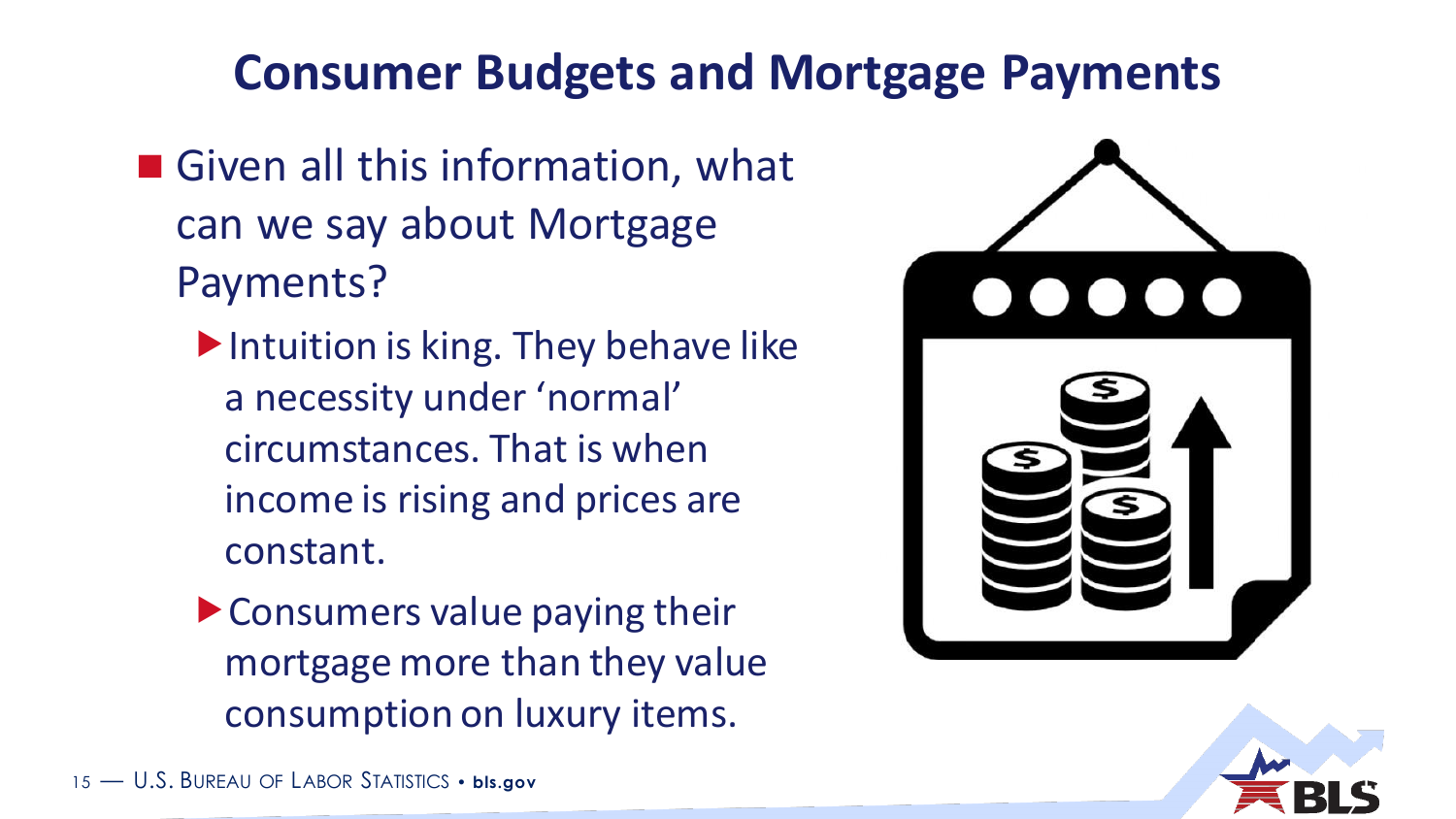# Consumer Budgets and Mortgage Payments

- Given all this information, what can we say about Mortgage Payments?
  - Intuition is king. They behave like a necessity under 'normal' circumstances. That is when income is rising and prices are constant.
  - Consumers value paying their mortgage more than they value consumption on luxury items.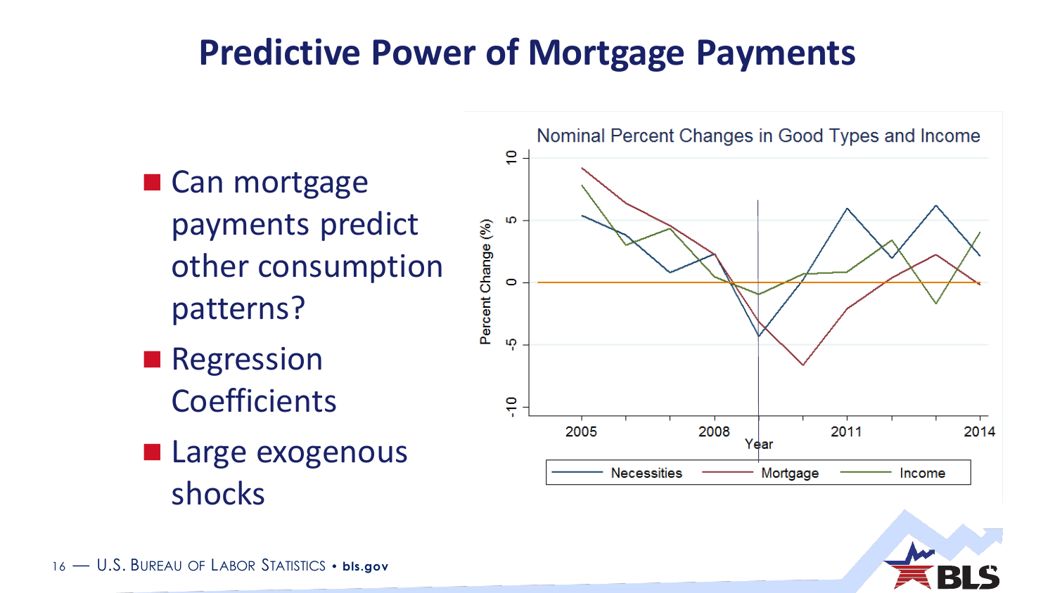# Predictive Power of Mortgage Payments

- Can mortgage payments predict other consumption patterns?
- Regression Coefficients
- Large exogenous shocks

Nominal Percent Changes in Good Types and Income

Percent Change (%)

Year

Necessities | Mortgage | Income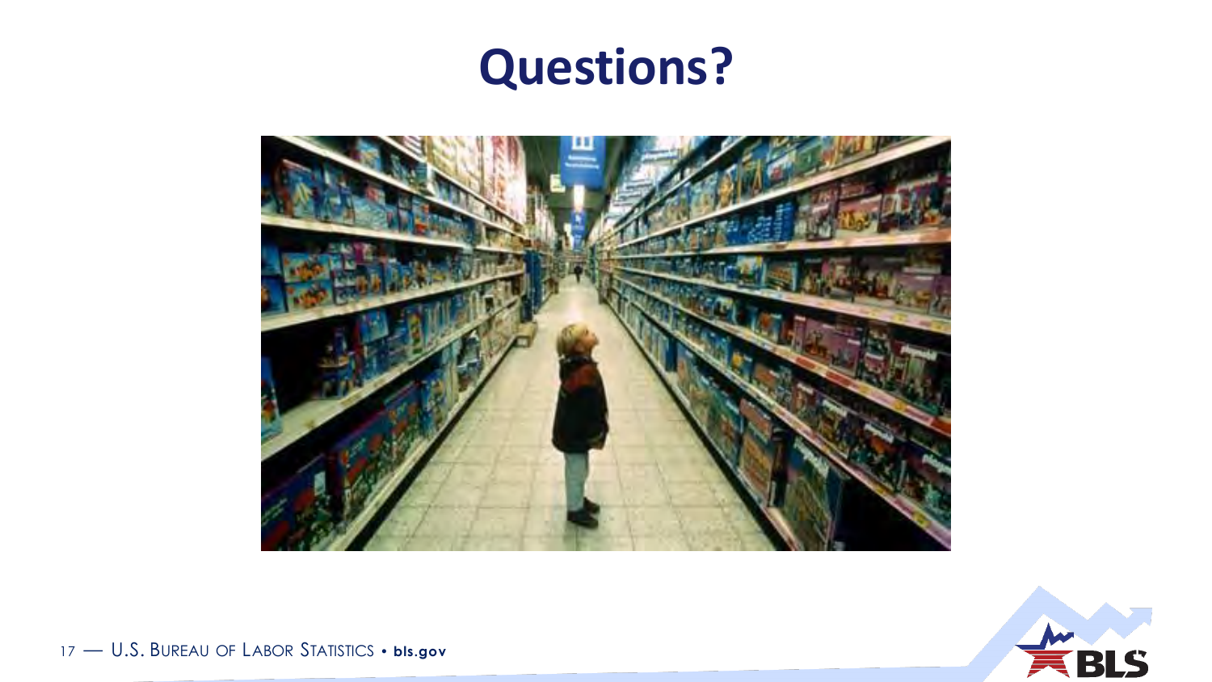# Questions?